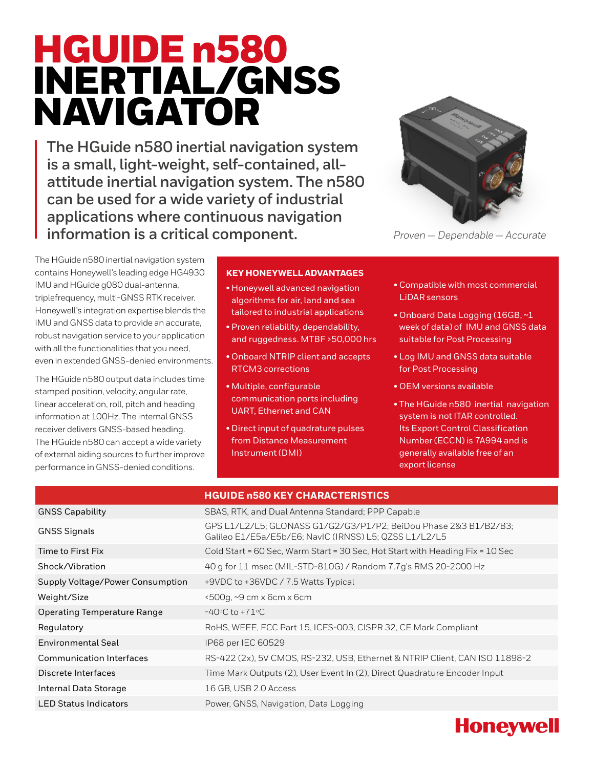# HGUIDE n580 INERTIAL/GNSS NAVIGATOR

**The HGuide n580 inertial navigation system is a small, light-weight, self-contained, all-attitude inertial navigation system. The n580 can be used for a wide variety of industrial applications where continuous navigation information is a critical component.**

*Proven — Dependable — Accurate*

The HGuide n580 inertial navigation system contains Honeywell's leading edge HG4930 IMU and HGuide g080 dual-antenna, triplefrequency, multi-GNSS RTK receiver. Honeywell's integration expertise blends the IMU and GNSS data to provide an accurate, robust navigation service to your application with all the functionalities that you need, even in extended GNSS-denied environments.

The HGuide n580 output data includes time stamped position, velocity, angular rate, linear acceleration, roll, pitch and heading information at 100Hz. The internal GNSS receiver delivers GNSS-based heading. The HGuide n580 can accept a wide variety of external aiding sources to further improve performance in GNSS-denied conditions.

## KEY HONEYWELL ADVANTAGES

- Honeywell advanced navigation algorithms for air, land and sea tailored to industrial applications
- Proven reliability, dependability, and ruggedness. MTBF >50,000 hrs
- Onboard NTRIP client and accepts RTCM3 corrections
- Multiple, configurable communication ports including UART, Ethernet and CAN
- Direct input of quadrature pulses from Distance Measurement Instrument (DMI)
- Compatible with most commercial LiDAR sensors
- Onboard Data Logging (16GB, ~1 week of data) of IMU and GNSS data suitable for Post Processing
- Log IMU and GNSS data suitable for Post Processing
- OEM versions available
- The HGuide n580 inertial navigation system is not ITAR controlled. Its Export Control Classification Number (ECCN) is 7A994 and is generally available free of an export license

## HGUIDE n580 KEY CHARACTERISTICS

| | |
|---|---|
| GNSS Capability | SBAS, RTK, and Dual Antenna Standard; PPP Capable |
| GNSS Signals | GPS L1/L2/L5; GLONASS G1/G2/G3/P1/P2; BeiDou Phase 2&3 B1/B2/B3; Galileo E1/E5a/E5b/E6; NavIC (IRNSS) L5; QZSS L1/L2/L5 |
| Time to First Fix | Cold Start = 60 Sec, Warm Start = 30 Sec, Hot Start with Heading Fix = 10 Sec |
| Shock/Vibration | 40 g for 11 msec (MIL-STD-810G) / Random 7.7g's RMS 20-2000 Hz |
| Supply Voltage/Power Consumption | +9VDC to +36VDC / 7.5 Watts Typical |
| Weight/Size | <500g, ~9 cm x 6cm x 6cm |
| Operating Temperature Range | -40°C to +71°C |
| Regulatory | RoHS, WEEE, FCC Part 15, ICES-003, CISPR 32, CE Mark Compliant |
| Environmental Seal | IP68 per IEC 60529 |
| Communication Interfaces | RS-422 (2x), 5V CMOS, RS-232, USB, Ethernet & NTRIP Client, CAN ISO 11898-2 |
| Discrete Interfaces | Time Mark Outputs (2), User Event In (2), Direct Quadrature Encoder Input |
| Internal Data Storage | 16 GB, USB 2.0 Access |
| LED Status Indicators | Power, GNSS, Navigation, Data Logging |

Honeywell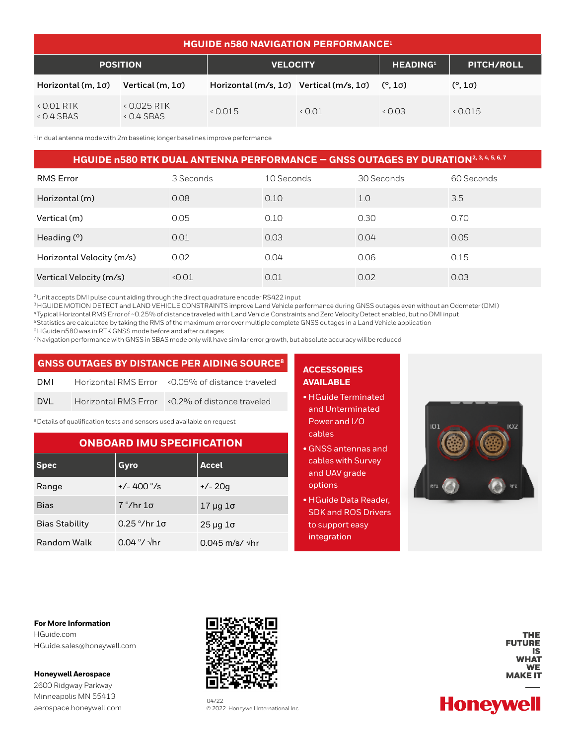## HGUIDE n580 NAVIGATION PERFORMANCE[1]

| POSITION | | VELOCITY | | HEADING[1] | PITCH/ROLL |
|---|---|---|---|---|---|
| Horizontal (m, 1σ) | Vertical (m, 1σ) | Horizontal (m/s, 1σ) | Vertical (m/s, 1σ) | (°, 1σ) | (°, 1σ) |
| < 0.01 RTK<br>< 0.4 SBAS | < 0.025 RTK<br>< 0.4 SBAS | < 0.015 | < 0.01 | < 0.03 | < 0.015 |

[1] In dual antenna mode with 2m baseline; longer baselines improve performance

## HGUIDE n580 RTK DUAL ANTENNA PERFORMANCE — GNSS OUTAGES BY DURATION[2, 3, 4, 5, 6, 7]

| RMS Error | 3 Seconds | 10 Seconds | 30 Seconds | 60 Seconds |
|---|---|---|---|---|
| Horizontal (m) | 0.08 | 0.10 | 1.0 | 3.5 |
| Vertical (m) | 0.05 | 0.10 | 0.30 | 0.70 |
| Heading (°) | 0.01 | 0.03 | 0.04 | 0.05 |
| Horizontal Velocity (m/s) | 0.02 | 0.04 | 0.06 | 0.15 |
| Vertical Velocity (m/s) | <0.01 | 0.01 | 0.02 | 0.03 |

[2] Unit accepts DMI pulse count aiding through the direct quadrature encoder RS422 input
[3] HGUIDE MOTION DETECT and LAND VEHICLE CONSTRAINTS improve Land Vehicle performance during GNSS outages even without an Odometer (DMI)
[4] Typical Horizontal RMS Error of ~0.25% of distance traveled with Land Vehicle Constraints and Zero Velocity Detect enabled, but no DMI input
[5] Statistics are calculated by taking the RMS of the maximum error over multiple complete GNSS outages in a Land Vehicle application
[6] HGuide n580 was in RTK GNSS mode before and after outages
[7] Navigation performance with GNSS in SBAS mode only will have similar error growth, but absolute accuracy will be reduced

## GNSS OUTAGES BY DISTANCE PER AIDING SOURCE[8]

| | | |
|---|---|---|
| DMI | Horizontal RMS Error | <0.05% of distance traveled |
| DVL | Horizontal RMS Error | <0.2% of distance traveled |

[8] Details of qualification tests and sensors used available on request

## ONBOARD IMU SPECIFICATION

| Spec | Gyro | Accel |
|---|---|---|
| Range | +/- 400 °/s | +/- 20g |
| Bias | 7 °/hr 1σ | 17 μg 1σ |
| Bias Stability | 0.25 °/hr 1σ | 25 μg 1σ |
| Random Walk | 0.04 °/ √hr | 0.045 m/s/ √hr |

## ACCESSORIES AVAILABLE

- HGuide Terminated and Unterminated Power and I/O cables
- GNSS antennas and cables with Survey and UAV grade options
- HGuide Data Reader, SDK and ROS Drivers to support easy integration

**For More Information**
HGuide.com
HGuide.sales@honeywell.com

**Honeywell Aerospace**
2600 Ridgway Parkway
Minneapolis MN 55413
aerospace.honeywell.com

04/22
© 2022 Honeywell International Inc.

THE FUTURE IS WHAT WE MAKE IT

Honeywell